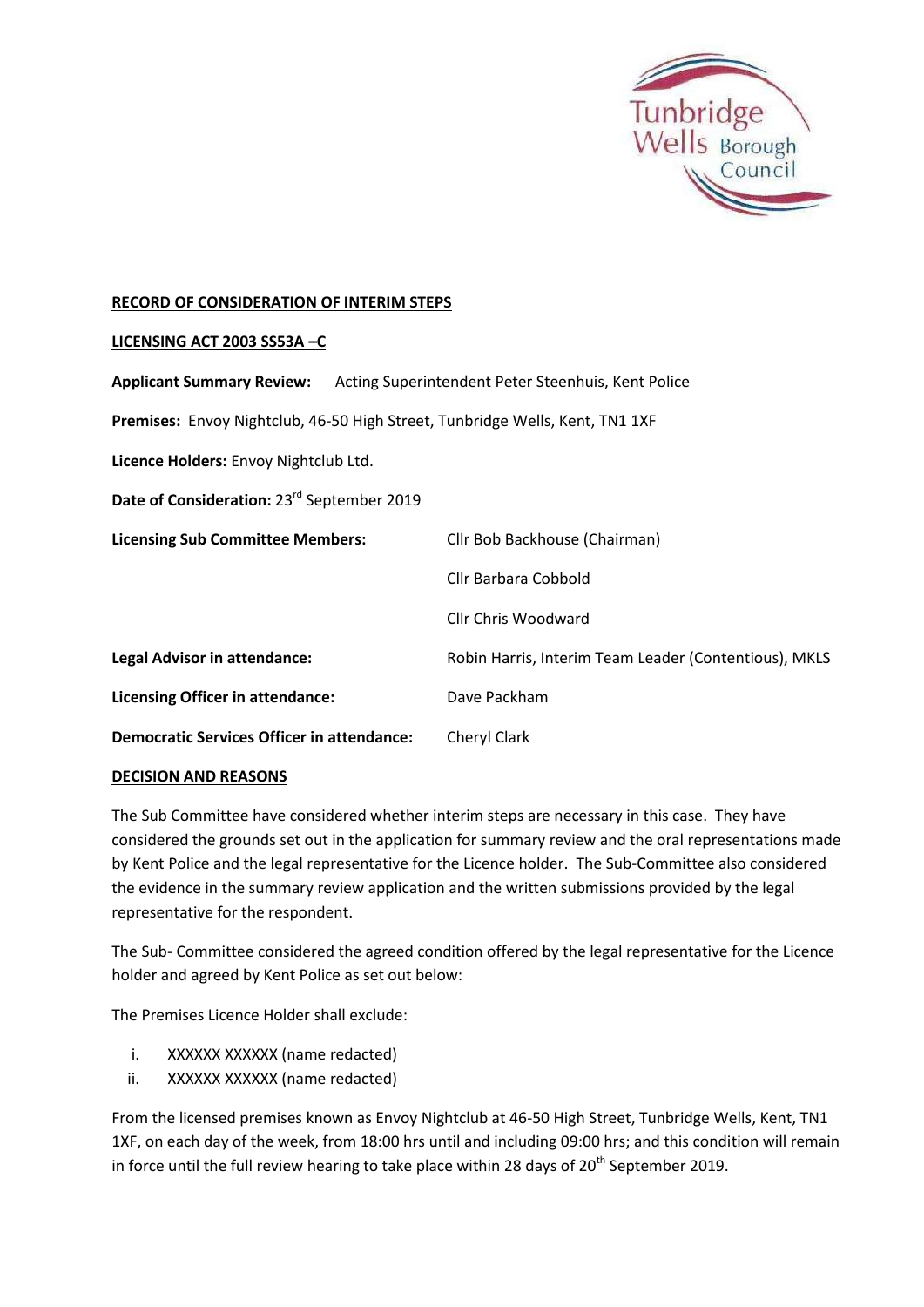**RECORD OF CONSIDERATION OF INTERIM STEPS**

**LICENSING ACT 2003 SS53A –C**

**Applicant Summary Review:** Acting Superintendent Peter Steenhuis, Kent Police

**Premises:** Envoy Nightclub, 46-50 High Street, Tunbridge Wells, Kent, TN1 1XF

**Licence Holders:** Envoy Nightclub Ltd.

**Date of Consideration:** 23rd September 2019

| | |
|---|---|
| **Licensing Sub Committee Members:** | Cllr Bob Backhouse (Chairman) |
| | Cllr Barbara Cobbold |
| | Cllr Chris Woodward |
| **Legal Advisor in attendance:** | Robin Harris, Interim Team Leader (Contentious), MKLS |
| **Licensing Officer in attendance:** | Dave Packham |
| **Democratic Services Officer in attendance:** | Cheryl Clark |

**DECISION AND REASONS**

The Sub Committee have considered whether interim steps are necessary in this case. They have considered the grounds set out in the application for summary review and the oral representations made by Kent Police and the legal representative for the Licence holder. The Sub-Committee also considered the evidence in the summary review application and the written submissions provided by the legal representative for the respondent.

The Sub- Committee considered the agreed condition offered by the legal representative for the Licence holder and agreed by Kent Police as set out below:

The Premises Licence Holder shall exclude:

i. XXXXXX XXXXXX (name redacted)
ii. XXXXXX XXXXXX (name redacted)

From the licensed premises known as Envoy Nightclub at 46-50 High Street, Tunbridge Wells, Kent, TN1 1XF, on each day of the week, from 18:00 hrs until and including 09:00 hrs; and this condition will remain in force until the full review hearing to take place within 28 days of 20th September 2019.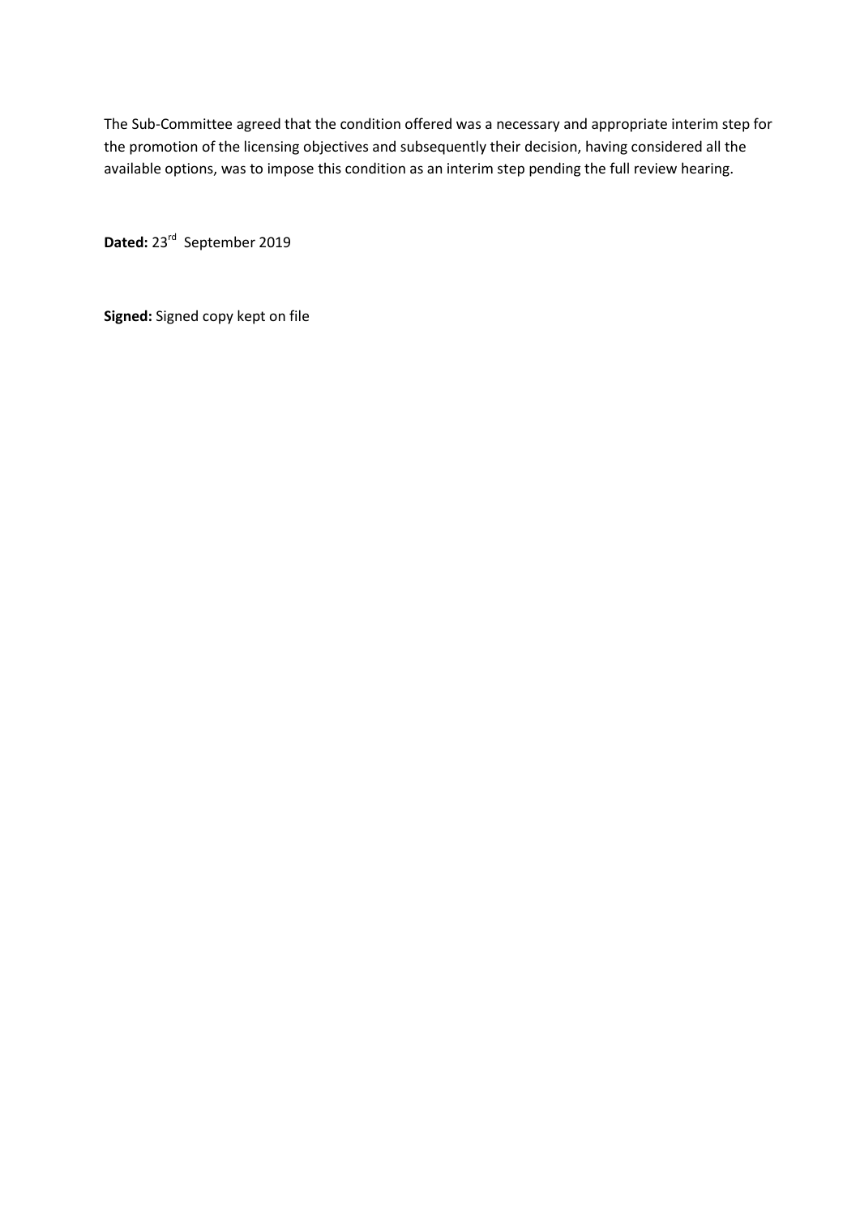The Sub-Committee agreed that the condition offered was a necessary and appropriate interim step for the promotion of the licensing objectives and subsequently their decision, having considered all the available options, was to impose this condition as an interim step pending the full review hearing.

**Dated:** 23rd September 2019

**Signed:** Signed copy kept on file